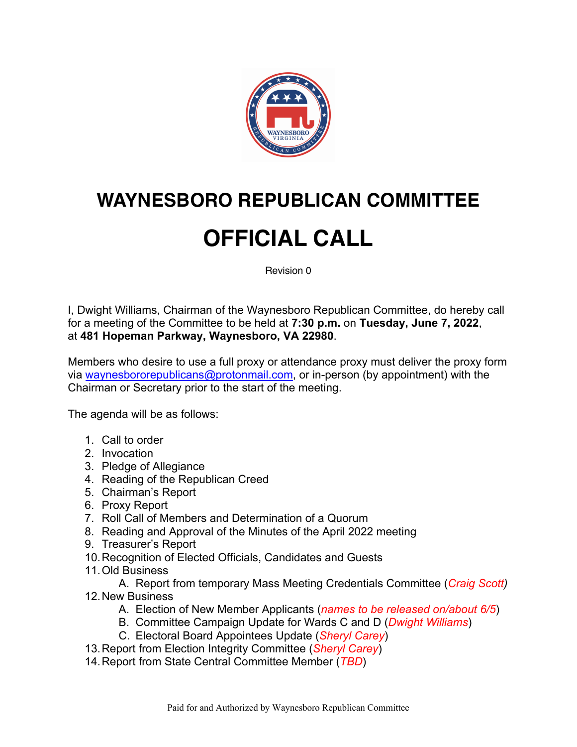# WAYNESBORO REPUBLICAN COMMITTEE

# OFFICIAL CALL

Revision 0

I, Dwight Williams, Chairman of the Waynesboro Republican Committee, do hereby call for a meeting of the Committee to be held at **7:30 p.m.** on **Tuesday, June 7, 2022**, at **481 Hopeman Parkway, Waynesboro, VA 22980**.

Members who desire to use a full proxy or attendance proxy must deliver the proxy form via waynesbororepublicans@protonmail.com, or in-person (by appointment) with the Chairman or Secretary prior to the start of the meeting.

The agenda will be as follows:

1. Call to order
2. Invocation
3. Pledge of Allegiance
4. Reading of the Republican Creed
5. Chairman's Report
6. Proxy Report
7. Roll Call of Members and Determination of a Quorum
8. Reading and Approval of the Minutes of the April 2022 meeting
9. Treasurer's Report
10. Recognition of Elected Officials, Candidates and Guests
11. Old Business
    A. Report from temporary Mass Meeting Credentials Committee (*Craig Scott*)
12. New Business
    A. Election of New Member Applicants (*names to be released on/about 6/5*)
    B. Committee Campaign Update for Wards C and D (*Dwight Williams*)
    C. Electoral Board Appointees Update (*Sheryl Carey*)
13. Report from Election Integrity Committee (*Sheryl Carey*)
14. Report from State Central Committee Member (*TBD*)

Paid for and Authorized by Waynesboro Republican Committee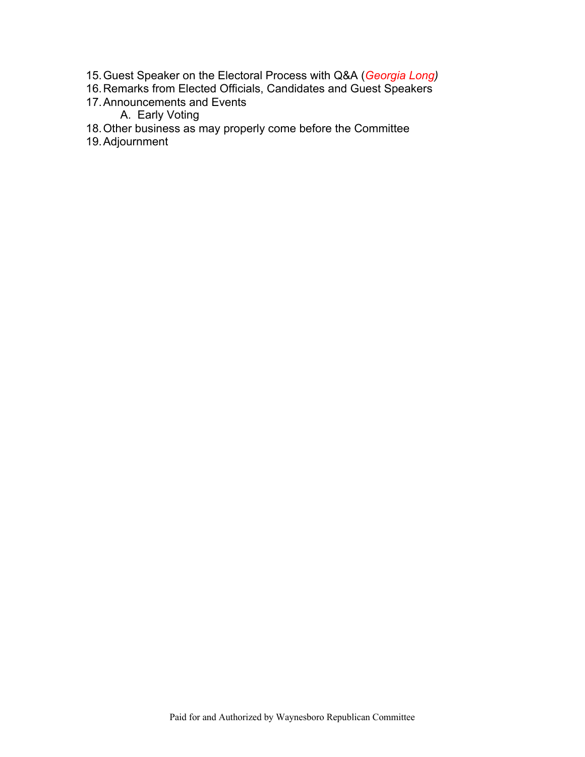15. Guest Speaker on the Electoral Process with Q&A (*Georgia Long*)
16. Remarks from Elected Officials, Candidates and Guest Speakers
17. Announcements and Events
    A. Early Voting
18. Other business as may properly come before the Committee
19. Adjournment

Paid for and Authorized by Waynesboro Republican Committee